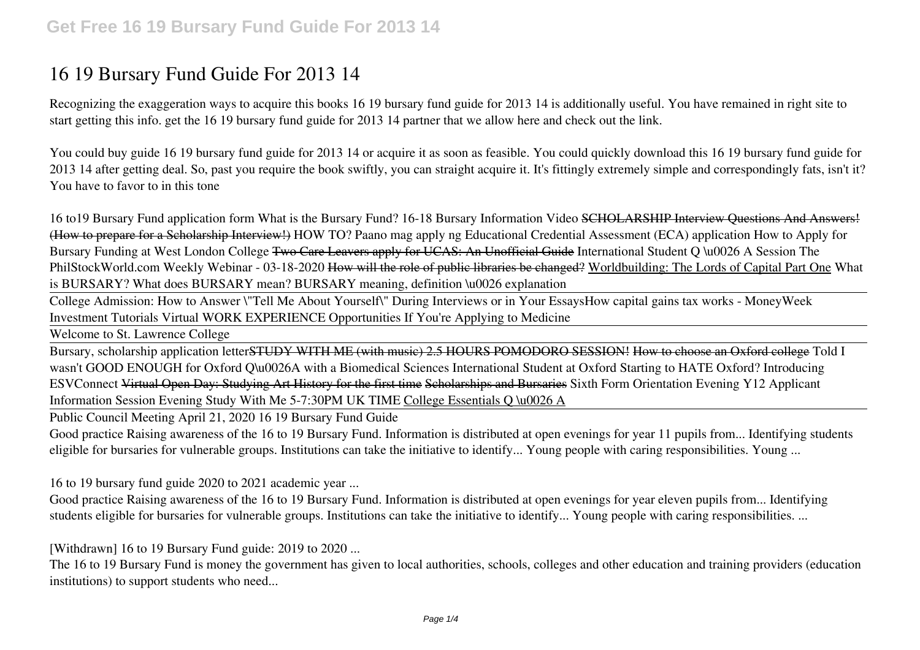# 16 19 Bursary Fund Guide For 2013 14

Recognizing the exaggeration ways to acquire this books 16 19 bursary fund guide for 2013 14 is additionally useful. You have remained in right site to start getting this info. get the 16 19 bursary fund guide for 2013 14 partner that we allow here and check out the link.

You could buy guide 16 19 bursary fund guide for 2013 14 or acquire it as soon as feasible. You could quickly download this 16 19 bursary fund guide for 2013 14 after getting deal. So, past you require the book swiftly, you can straight acquire it. It's fittingly extremely simple and correspondingly fats, isn't it? You have to favor to in this tone

16 to19 Bursary Fund application form What is the Bursary Fund? 16-18 Bursary Information Video ~~SCHOLARSHIP Interview Questions And Answers! (How to prepare for a Scholarship Interview!)~~ HOW TO? Paano mag apply ng Educational Credential Assessment (ECA) application How to Apply for Bursary Funding at West London College ~~Two Care Leavers apply for UCAS: An Unofficial Guide~~ International Student Q \u0026 A Session The PhilStockWorld.com Weekly Webinar - 03-18-2020 ~~How will the role of public libraries be changed?~~ Worldbuilding: The Lords of Capital Part One What is BURSARY? What does BURSARY mean? BURSARY meaning, definition \u0026 explanation

College Admission: How to Answer \"Tell Me About Yourself\" During Interviews or in Your Essays How capital gains tax works - MoneyWeek Investment Tutorials Virtual WORK EXPERIENCE Opportunities If You're Applying to Medicine

Welcome to St. Lawrence College

Bursary, scholarship application letter ~~STUDY WITH ME (with music) 2.5 HOURS POMODORO SESSION!~~ ~~How to choose an Oxford college~~ Told I wasn't GOOD ENOUGH for Oxford Q\u0026A with a Biomedical Sciences International Student at Oxford Starting to HATE Oxford? Introducing ESVConnect ~~Virtual Open Day: Studying Art History for the first time~~ ~~Scholarships and Bursaries~~ Sixth Form Orientation Evening Y12 Applicant Information Session Evening Study With Me 5-7:30PM UK TIME College Essentials Q \u0026 A

Public Council Meeting April 21, 2020 16 19 Bursary Fund Guide

Good practice Raising awareness of the 16 to 19 Bursary Fund. Information is distributed at open evenings for year 11 pupils from... Identifying students eligible for bursaries for vulnerable groups. Institutions can take the initiative to identify... Young people with caring responsibilities. Young ...

*16 to 19 bursary fund guide 2020 to 2021 academic year ...*

Good practice Raising awareness of the 16 to 19 Bursary Fund. Information is distributed at open evenings for year eleven pupils from... Identifying students eligible for bursaries for vulnerable groups. Institutions can take the initiative to identify... Young people with caring responsibilities. ...

*[Withdrawn] 16 to 19 Bursary Fund guide: 2019 to 2020 ...*

The 16 to 19 Bursary Fund is money the government has given to local authorities, schools, colleges and other education and training providers (education institutions) to support students who need...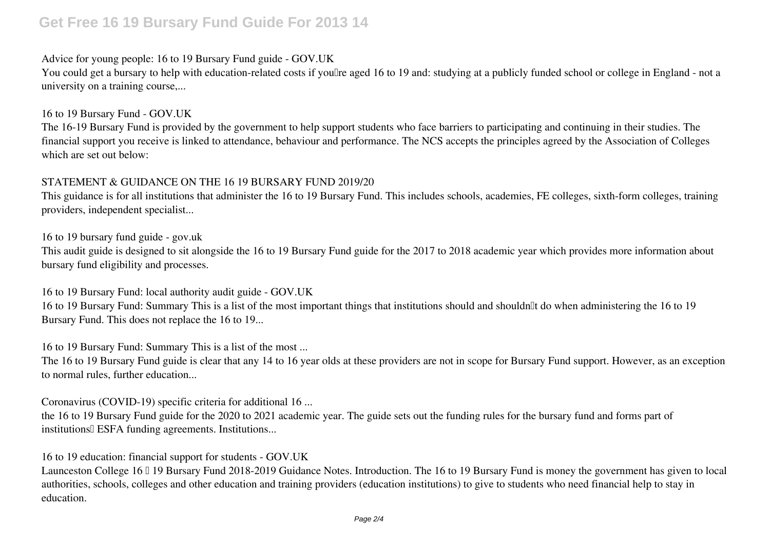**Advice for young people: 16 to 19 Bursary Fund guide - GOV.UK**

You could get a bursary to help with education-related costs if you're aged 16 to 19 and: studying at a publicly funded school or college in England - not a university on a training course,...

**16 to 19 Bursary Fund - GOV.UK**

The 16-19 Bursary Fund is provided by the government to help support students who face barriers to participating and continuing in their studies. The financial support you receive is linked to attendance, behaviour and performance. The NCS accepts the principles agreed by the Association of Colleges which are set out below:

**STATEMENT & GUIDANCE ON THE 16 19 BURSARY FUND 2019/20**

This guidance is for all institutions that administer the 16 to 19 Bursary Fund. This includes schools, academies, FE colleges, sixth-form colleges, training providers, independent specialist...

**16 to 19 bursary fund guide - gov.uk**

This audit guide is designed to sit alongside the 16 to 19 Bursary Fund guide for the 2017 to 2018 academic year which provides more information about bursary fund eligibility and processes.

**16 to 19 Bursary Fund: local authority audit guide - GOV.UK**

16 to 19 Bursary Fund: Summary This is a list of the most important things that institutions should and shouldn't do when administering the 16 to 19 Bursary Fund. This does not replace the 16 to 19...

**16 to 19 Bursary Fund: Summary This is a list of the most ...**

The 16 to 19 Bursary Fund guide is clear that any 14 to 16 year olds at these providers are not in scope for Bursary Fund support. However, as an exception to normal rules, further education...

**Coronavirus (COVID-19) specific criteria for additional 16 ...**

the 16 to 19 Bursary Fund guide for the 2020 to 2021 academic year. The guide sets out the funding rules for the bursary fund and forms part of institutions' ESFA funding agreements. Institutions...

**16 to 19 education: financial support for students - GOV.UK**

Launceston College 16 – 19 Bursary Fund 2018-2019 Guidance Notes. Introduction. The 16 to 19 Bursary Fund is money the government has given to local authorities, schools, colleges and other education and training providers (education institutions) to give to students who need financial help to stay in education.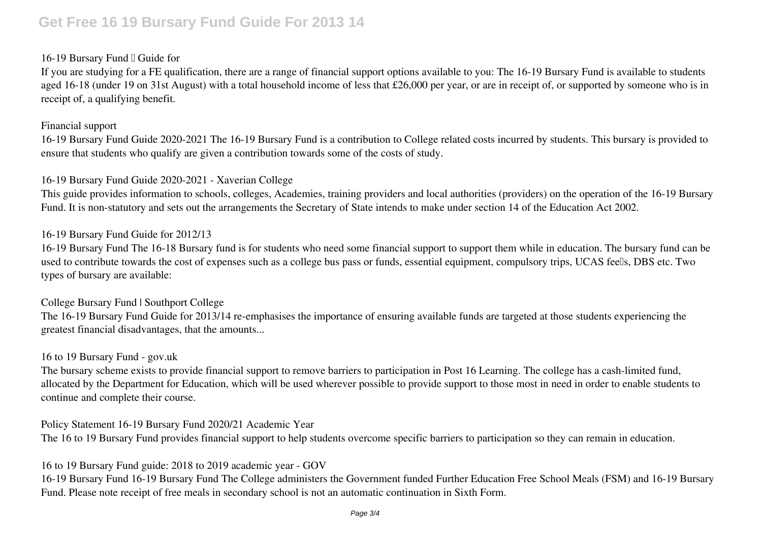16-19 Bursary Fund – Guide for

If you are studying for a FE qualification, there are a range of financial support options available to you: The 16-19 Bursary Fund is available to students aged 16-18 (under 19 on 31st August) with a total household income of less that £26,000 per year, or are in receipt of, or supported by someone who is in receipt of, a qualifying benefit.

Financial support

16-19 Bursary Fund Guide 2020-2021 The 16-19 Bursary Fund is a contribution to College related costs incurred by students. This bursary is provided to ensure that students who qualify are given a contribution towards some of the costs of study.

16-19 Bursary Fund Guide 2020-2021 - Xaverian College

This guide provides information to schools, colleges, Academies, training providers and local authorities (providers) on the operation of the 16-19 Bursary Fund. It is non-statutory and sets out the arrangements the Secretary of State intends to make under section 14 of the Education Act 2002.

16-19 Bursary Fund Guide for 2012/13

16-19 Bursary Fund The 16-18 Bursary fund is for students who need some financial support to support them while in education. The bursary fund can be used to contribute towards the cost of expenses such as a college bus pass or funds, essential equipment, compulsory trips, UCAS fee's, DBS etc. Two types of bursary are available:

College Bursary Fund | Southport College

The 16-19 Bursary Fund Guide for 2013/14 re-emphasises the importance of ensuring available funds are targeted at those students experiencing the greatest financial disadvantages, that the amounts...

16 to 19 Bursary Fund - gov.uk

The bursary scheme exists to provide financial support to remove barriers to participation in Post 16 Learning. The college has a cash-limited fund, allocated by the Department for Education, which will be used wherever possible to provide support to those most in need in order to enable students to continue and complete their course.

Policy Statement 16-19 Bursary Fund 2020/21 Academic Year

The 16 to 19 Bursary Fund provides financial support to help students overcome specific barriers to participation so they can remain in education.

16 to 19 Bursary Fund guide: 2018 to 2019 academic year - GOV

16-19 Bursary Fund 16-19 Bursary Fund The College administers the Government funded Further Education Free School Meals (FSM) and 16-19 Bursary Fund. Please note receipt of free meals in secondary school is not an automatic continuation in Sixth Form.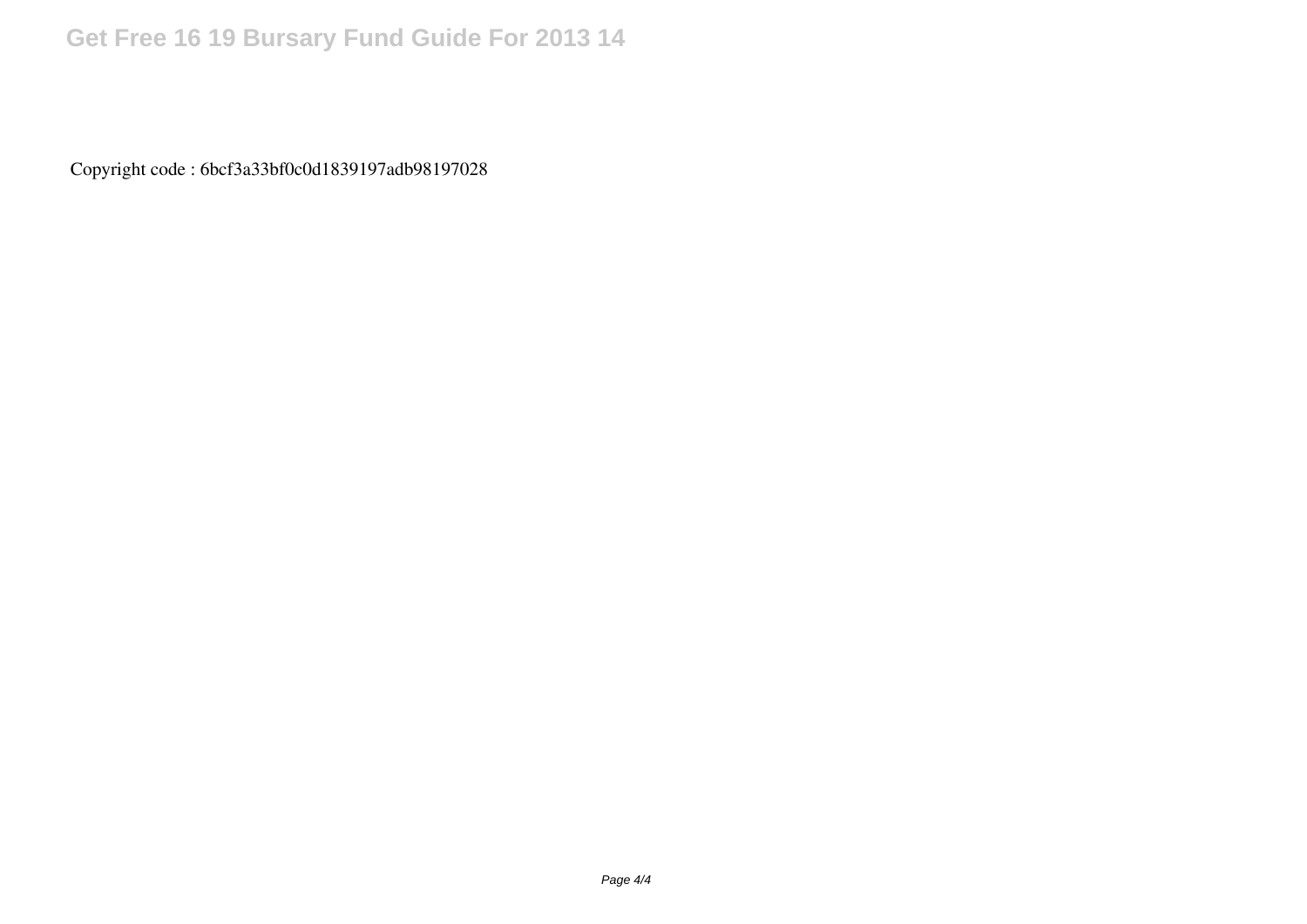Copyright code : 6bcf3a33bf0c0d1839197adb98197028